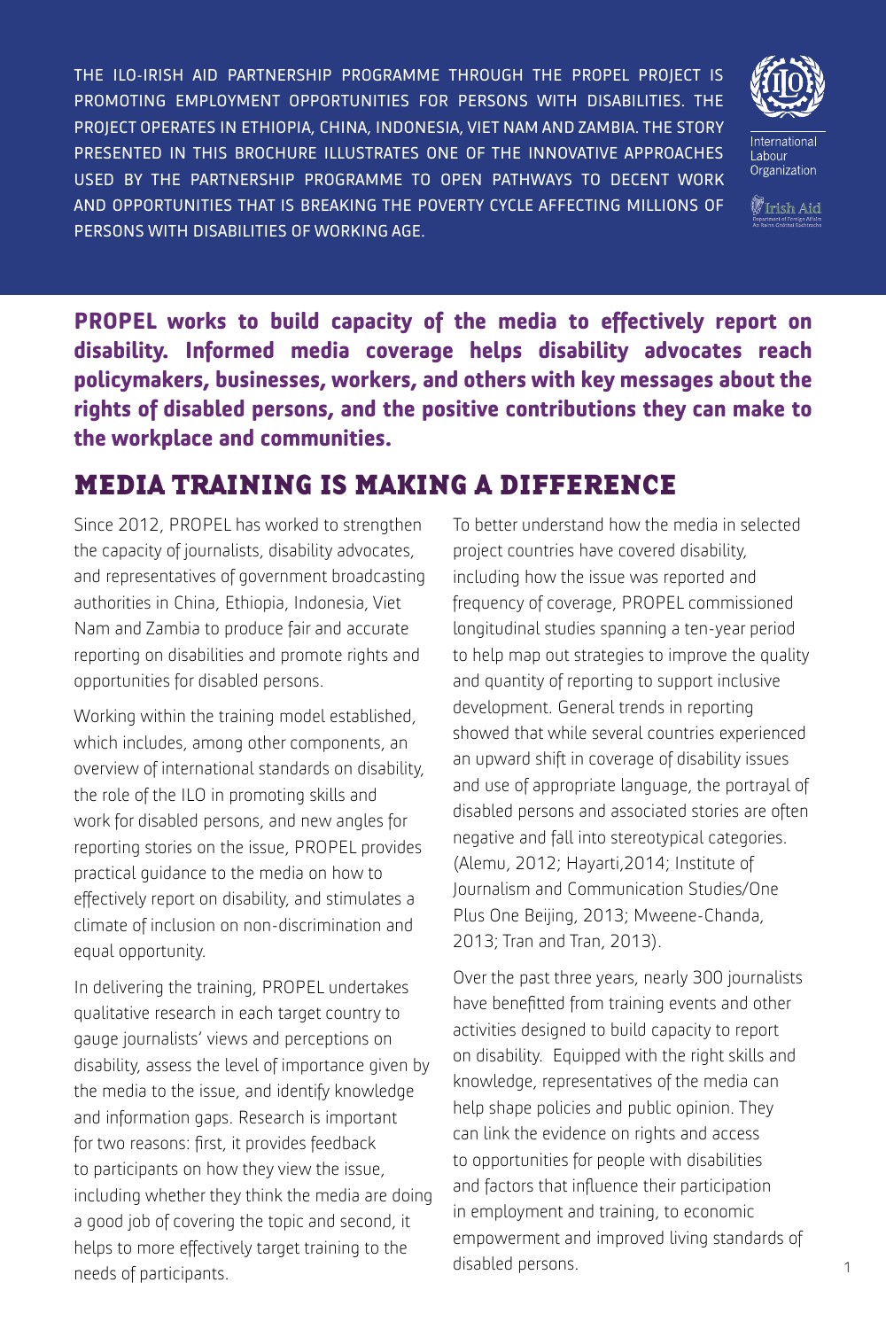THE ILO-IRISH AID PARTNERSHIP PROGRAMME THROUGH THE PROPEL PROJECT IS PROMOTING EMPLOYMENT OPPORTUNITIES FOR PERSONS WITH DISABILITIES. THE PROJECT OPERATES IN ETHIOPIA, CHINA, INDONESIA, VIET NAM AND ZAMBIA. THE STORY PRESENTED IN THIS BROCHURE ILLUSTRATES ONE OF THE INNOVATIVE APPROACHES USED BY THE PARTNERSHIP PROGRAMME TO OPEN PATHWAYS TO DECENT WORK AND OPPORTUNITIES THAT IS BREAKING THE POVERTY CYCLE AFFECTING MILLIONS OF PERSONS WITH DISABILITIES OF WORKING AGE.

International Labour Organization

Irish Aid

**PROPEL works to build capacity of the media to effectively report on disability. Informed media coverage helps disability advocates reach policymakers, businesses, workers, and others with key messages about the rights of disabled persons, and the positive contributions they can make to the workplace and communities.**

## MEDIA TRAINING IS MAKING A DIFFERENCE

Since 2012, PROPEL has worked to strengthen the capacity of journalists, disability advocates, and representatives of government broadcasting authorities in China, Ethiopia, Indonesia, Viet Nam and Zambia to produce fair and accurate reporting on disabilities and promote rights and opportunities for disabled persons.

Working within the training model established, which includes, among other components, an overview of international standards on disability, the role of the ILO in promoting skills and work for disabled persons, and new angles for reporting stories on the issue, PROPEL provides practical guidance to the media on how to effectively report on disability, and stimulates a climate of inclusion on non-discrimination and equal opportunity.

In delivering the training, PROPEL undertakes qualitative research in each target country to gauge journalists' views and perceptions on disability, assess the level of importance given by the media to the issue, and identify knowledge and information gaps. Research is important for two reasons: first, it provides feedback to participants on how they view the issue, including whether they think the media are doing a good job of covering the topic and second, it helps to more effectively target training to the needs of participants.

To better understand how the media in selected project countries have covered disability, including how the issue was reported and frequency of coverage, PROPEL commissioned longitudinal studies spanning a ten-year period to help map out strategies to improve the quality and quantity of reporting to support inclusive development. General trends in reporting showed that while several countries experienced an upward shift in coverage of disability issues and use of appropriate language, the portrayal of disabled persons and associated stories are often negative and fall into stereotypical categories. (Alemu, 2012; Hayarti,2014; Institute of Journalism and Communication Studies/One Plus One Beijing, 2013; Mweene-Chanda, 2013; Tran and Tran, 2013).

Over the past three years, nearly 300 journalists have benefitted from training events and other activities designed to build capacity to report on disability. Equipped with the right skills and knowledge, representatives of the media can help shape policies and public opinion. They can link the evidence on rights and access to opportunities for people with disabilities and factors that influence their participation in employment and training, to economic empowerment and improved living standards of disabled persons.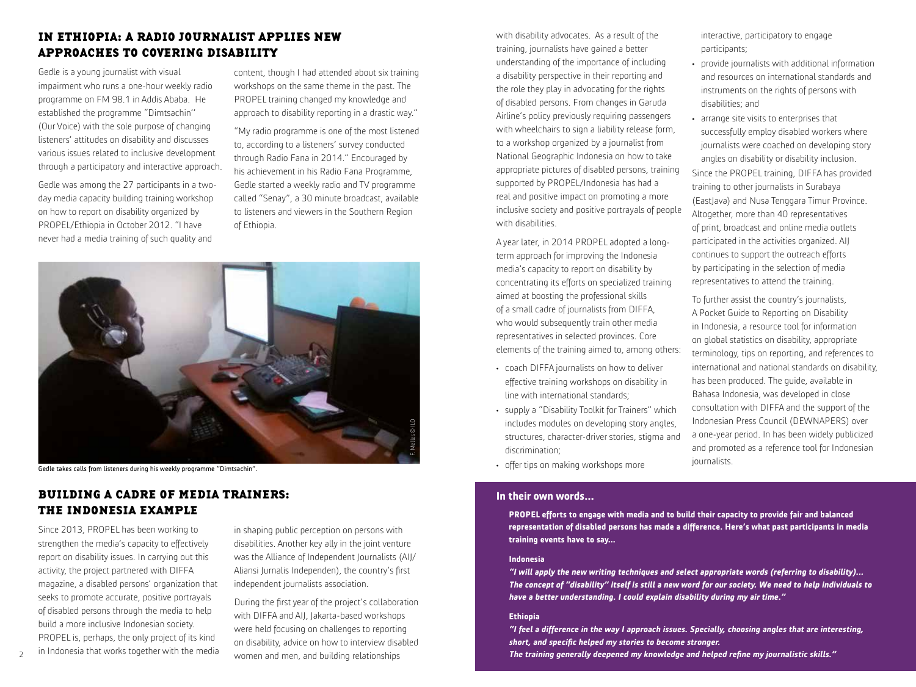## IN ETHIOPIA: A RADIO JOURNALIST APPLIES NEW APPROACHES TO COVERING DISABILITY

Gedle is a young journalist with visual impairment who runs a one-hour weekly radio programme on FM 98.1 in Addis Ababa. He established the programme "Dimtsachin'' (Our Voice) with the sole purpose of changing listeners' attitudes on disability and discusses various issues related to inclusive development through a participatory and interactive approach.

Gedle was among the 27 participants in a two-day media capacity building training workshop on how to report on disability organized by PROPEL/Ethiopia in October 2012. "I have never had a media training of such quality and content, though I had attended about six training workshops on the same theme in the past. The PROPEL training changed my knowledge and approach to disability reporting in a drastic way."

"My radio programme is one of the most listened to, according to a listeners' survey conducted through Radio Fana in 2014." Encouraged by his achievement in his Radio Fana Programme, Gedle started a weekly radio and TV programme called "Senay", a 30 minute broadcast, available to listeners and viewers in the Southern Region of Ethiopia.

F. Meles© ILO

Gedle takes calls from listeners during his weekly programme "Dimtsachin".

## BUILDING A CADRE OF MEDIA TRAINERS: THE INDONESIA EXAMPLE

Since 2013, PROPEL has been working to strengthen the media's capacity to effectively report on disability issues. In carrying out this activity, the project partnered with DIFFA magazine, a disabled persons' organization that seeks to promote accurate, positive portrayals of disabled persons through the media to help build a more inclusive Indonesian society. PROPEL is, perhaps, the only project of its kind in Indonesia that works together with the media in shaping public perception on persons with disabilities. Another key ally in the joint venture was the Alliance of Independent Journalists (AIJ/ Aliansi Jurnalis Independen), the country's first independent journalists association.

During the first year of the project's collaboration with DIFFA and AIJ, Jakarta-based workshops were held focusing on challenges to reporting on disability, advice on how to interview disabled women and men, and building relationships with disability advocates. As a result of the training, journalists have gained a better understanding of the importance of including a disability perspective in their reporting and the role they play in advocating for the rights of disabled persons. From changes in Garuda Airline's policy previously requiring passengers with wheelchairs to sign a liability release form, to a workshop organized by a journalist from National Geographic Indonesia on how to take appropriate pictures of disabled persons, training supported by PROPEL/Indonesia has had a real and positive impact on promoting a more inclusive society and positive portrayals of people with disabilities.

A year later, in 2014 PROPEL adopted a long-term approach for improving the Indonesia media's capacity to report on disability by concentrating its efforts on specialized training aimed at boosting the professional skills of a small cadre of journalists from DIFFA, who would subsequently train other media representatives in selected provinces. Core elements of the training aimed to, among others:

- coach DIFFA journalists on how to deliver effective training workshops on disability in line with international standards;
- supply a "Disability Toolkit for Trainers" which includes modules on developing story angles, structures, character-driver stories, stigma and discrimination;
- offer tips on making workshops more interactive, participatory to engage participants;
- provide journalists with additional information and resources on international standards and instruments on the rights of persons with disabilities; and
- arrange site visits to enterprises that successfully employ disabled workers where journalists were coached on developing story angles on disability or disability inclusion.

Since the PROPEL training, DIFFA has provided training to other journalists in Surabaya (EastJava) and Nusa Tenggara Timur Province. Altogether, more than 40 representatives of print, broadcast and online media outlets participated in the activities organized. AIJ continues to support the outreach efforts by participating in the selection of media representatives to attend the training.

To further assist the country's journalists, A Pocket Guide to Reporting on Disability in Indonesia, a resource tool for information on global statistics on disability, appropriate terminology, tips on reporting, and references to international and national standards on disability, has been produced. The guide, available in Bahasa Indonesia, was developed in close consultation with DIFFA and the support of the Indonesian Press Council (DEWNAPERS) over a one-year period. In has been widely publicized and promoted as a reference tool for Indonesian journalists.

### In their own words...

**PROPEL efforts to engage with media and to build their capacity to provide fair and balanced representation of disabled persons has made a difference. Here's what past participants in media training events have to say...**

**Indonesia**

***"I will apply the new writing techniques and select appropriate words (referring to disability)... The concept of "disability" itself is still a new word for our society. We need to help individuals to have a better understanding. I could explain disability during my air time."***

**Ethiopia**

***"I feel a difference in the way I approach issues. Specially, choosing angles that are interesting, short, and specific helped my stories to become stronger.***
***The training generally deepened my knowledge and helped refine my journalistic skills."***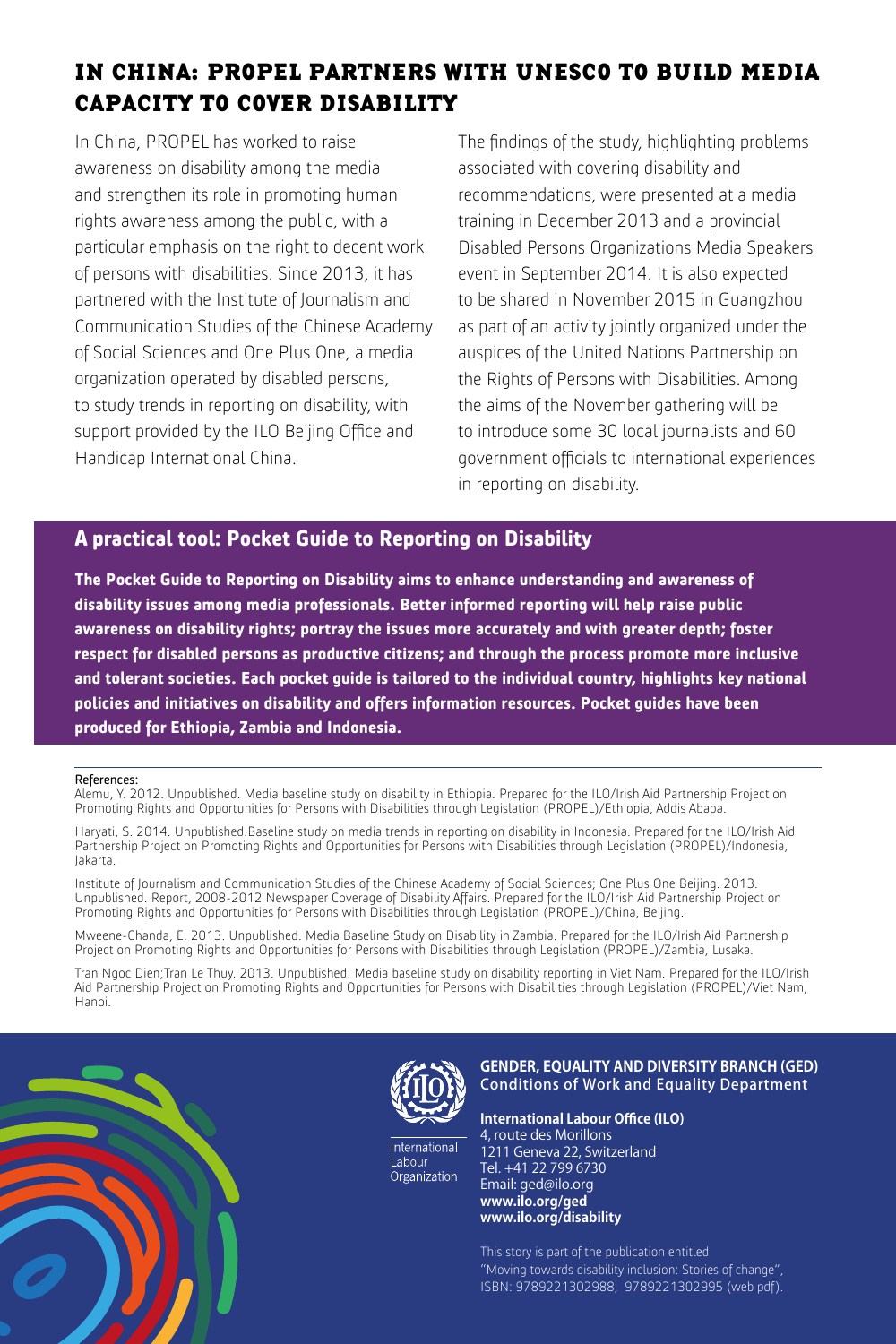## IN CHINA: PROPEL PARTNERS WITH UNESCO TO BUILD MEDIA CAPACITY TO COVER DISABILITY

In China, PROPEL has worked to raise awareness on disability among the media and strengthen its role in promoting human rights awareness among the public, with a particular emphasis on the right to decent work of persons with disabilities. Since 2013, it has partnered with the Institute of Journalism and Communication Studies of the Chinese Academy of Social Sciences and One Plus One, a media organization operated by disabled persons, to study trends in reporting on disability, with support provided by the ILO Beijing Office and Handicap International China.

The findings of the study, highlighting problems associated with covering disability and recommendations, were presented at a media training in December 2013 and a provincial Disabled Persons Organizations Media Speakers event in September 2014. It is also expected to be shared in November 2015 in Guangzhou as part of an activity jointly organized under the auspices of the United Nations Partnership on the Rights of Persons with Disabilities. Among the aims of the November gathering will be to introduce some 30 local journalists and 60 government officials to international experiences in reporting on disability.

### A practical tool: Pocket Guide to Reporting on Disability

**The Pocket Guide to Reporting on Disability aims to enhance understanding and awareness of disability issues among media professionals. Better informed reporting will help raise public awareness on disability rights; portray the issues more accurately and with greater depth; foster respect for disabled persons as productive citizens; and through the process promote more inclusive and tolerant societies. Each pocket guide is tailored to the individual country, highlights key national policies and initiatives on disability and offers information resources. Pocket guides have been produced for Ethiopia, Zambia and Indonesia.**

References:

Alemu, Y. 2012. Unpublished. Media baseline study on disability in Ethiopia. Prepared for the ILO/Irish Aid Partnership Project on Promoting Rights and Opportunities for Persons with Disabilities through Legislation (PROPEL)/Ethiopia, Addis Ababa.

Haryati, S. 2014. Unpublished.Baseline study on media trends in reporting on disability in Indonesia. Prepared for the ILO/Irish Aid Partnership Project on Promoting Rights and Opportunities for Persons with Disabilities through Legislation (PROPEL)/Indonesia, Jakarta.

Institute of Journalism and Communication Studies of the Chinese Academy of Social Sciences; One Plus One Beijing. 2013. Unpublished. Report, 2008-2012 Newspaper Coverage of Disability Affairs. Prepared for the ILO/Irish Aid Partnership Project on Promoting Rights and Opportunities for Persons with Disabilities through Legislation (PROPEL)/China, Beijing.

Mweene-Chanda, E. 2013. Unpublished. Media Baseline Study on Disability in Zambia. Prepared for the ILO/Irish Aid Partnership Project on Promoting Rights and Opportunities for Persons with Disabilities through Legislation (PROPEL)/Zambia, Lusaka.

Tran Ngoc Dien;Tran Le Thuy. 2013. Unpublished. Media baseline study on disability reporting in Viet Nam. Prepared for the ILO/Irish Aid Partnership Project on Promoting Rights and Opportunities for Persons with Disabilities through Legislation (PROPEL)/Viet Nam, Hanoi.

International Labour Organization

**GENDER, EQUALITY AND DIVERSITY BRANCH (GED)**
Conditions of Work and Equality Department

**International Labour Office (ILO)**
4, route des Morillons
1211 Geneva 22, Switzerland
Tel. +41 22 799 6730
Email: ged@ilo.org
**www.ilo.org/ged**
**www.ilo.org/disability**

This story is part of the publication entitled "Moving towards disability inclusion: Stories of change", ISBN: 9789221302988; 9789221302995 (web pdf).